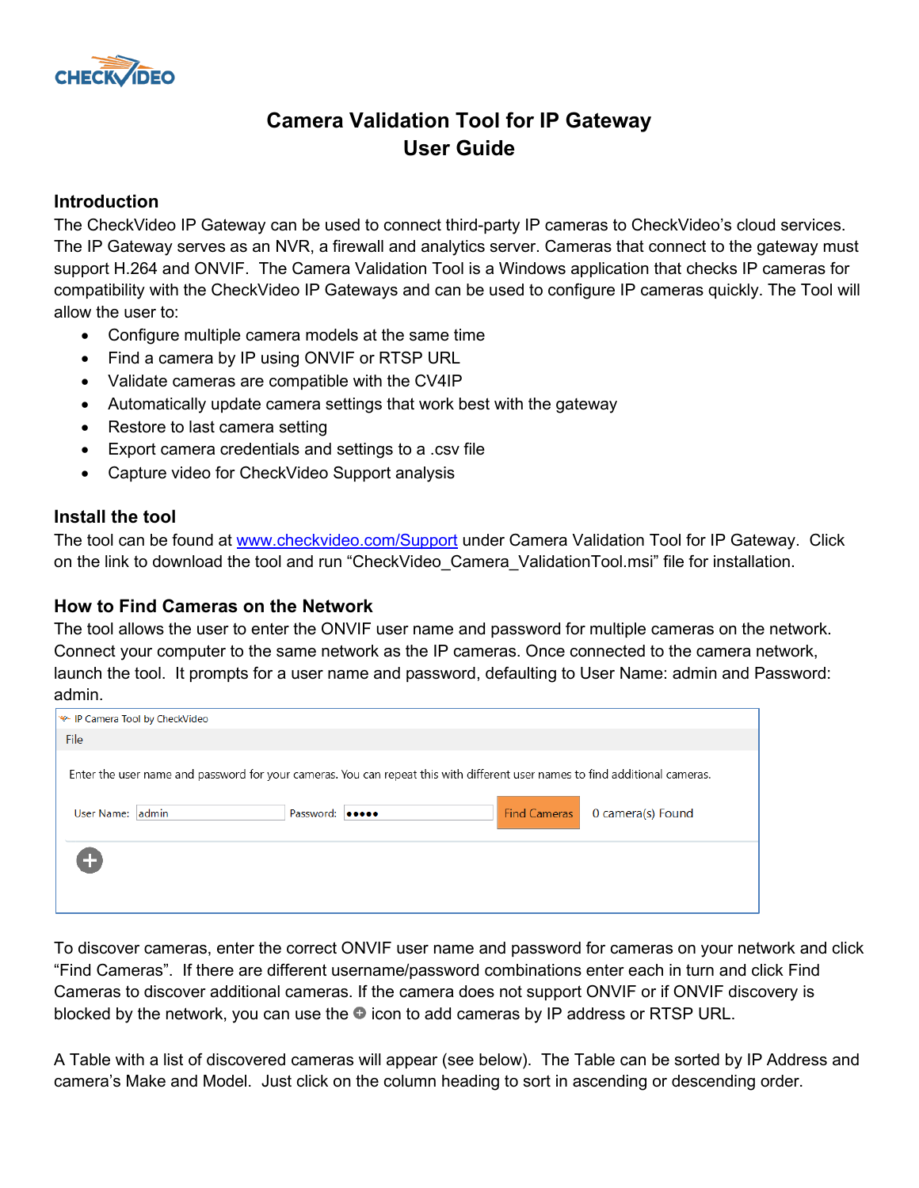# Camera Validation Tool for IP Gateway User Guide

## Introduction

The CheckVideo IP Gateway can be used to connect third-party IP cameras to CheckVideo's cloud services. The IP Gateway serves as an NVR, a firewall and analytics server. Cameras that connect to the gateway must support H.264 and ONVIF. The Camera Validation Tool is a Windows application that checks IP cameras for compatibility with the CheckVideo IP Gateways and can be used to configure IP cameras quickly. The Tool will allow the user to:

- Configure multiple camera models at the same time
- Find a camera by IP using ONVIF or RTSP URL
- Validate cameras are compatible with the CV4IP
- Automatically update camera settings that work best with the gateway
- Restore to last camera setting
- Export camera credentials and settings to a .csv file
- Capture video for CheckVideo Support analysis

## Install the tool

The tool can be found at www.checkvideo.com/Support under Camera Validation Tool for IP Gateway. Click on the link to download the tool and run "CheckVideo_Camera_ValidationTool.msi" file for installation.

## How to Find Cameras on the Network

The tool allows the user to enter the ONVIF user name and password for multiple cameras on the network. Connect your computer to the same network as the IP cameras. Once connected to the camera network, launch the tool. It prompts for a user name and password, defaulting to User Name: admin and Password: admin.

IP Camera Tool by CheckVideo

File

Enter the user name and password for your cameras. You can repeat this with different user names to find additional cameras.

User Name: admin Password: ●●●●● Find Cameras 0 camera(s) Found

To discover cameras, enter the correct ONVIF user name and password for cameras on your network and click "Find Cameras". If there are different username/password combinations enter each in turn and click Find Cameras to discover additional cameras. If the camera does not support ONVIF or if ONVIF discovery is blocked by the network, you can use the ⊕ icon to add cameras by IP address or RTSP URL.

A Table with a list of discovered cameras will appear (see below). The Table can be sorted by IP Address and camera's Make and Model. Just click on the column heading to sort in ascending or descending order.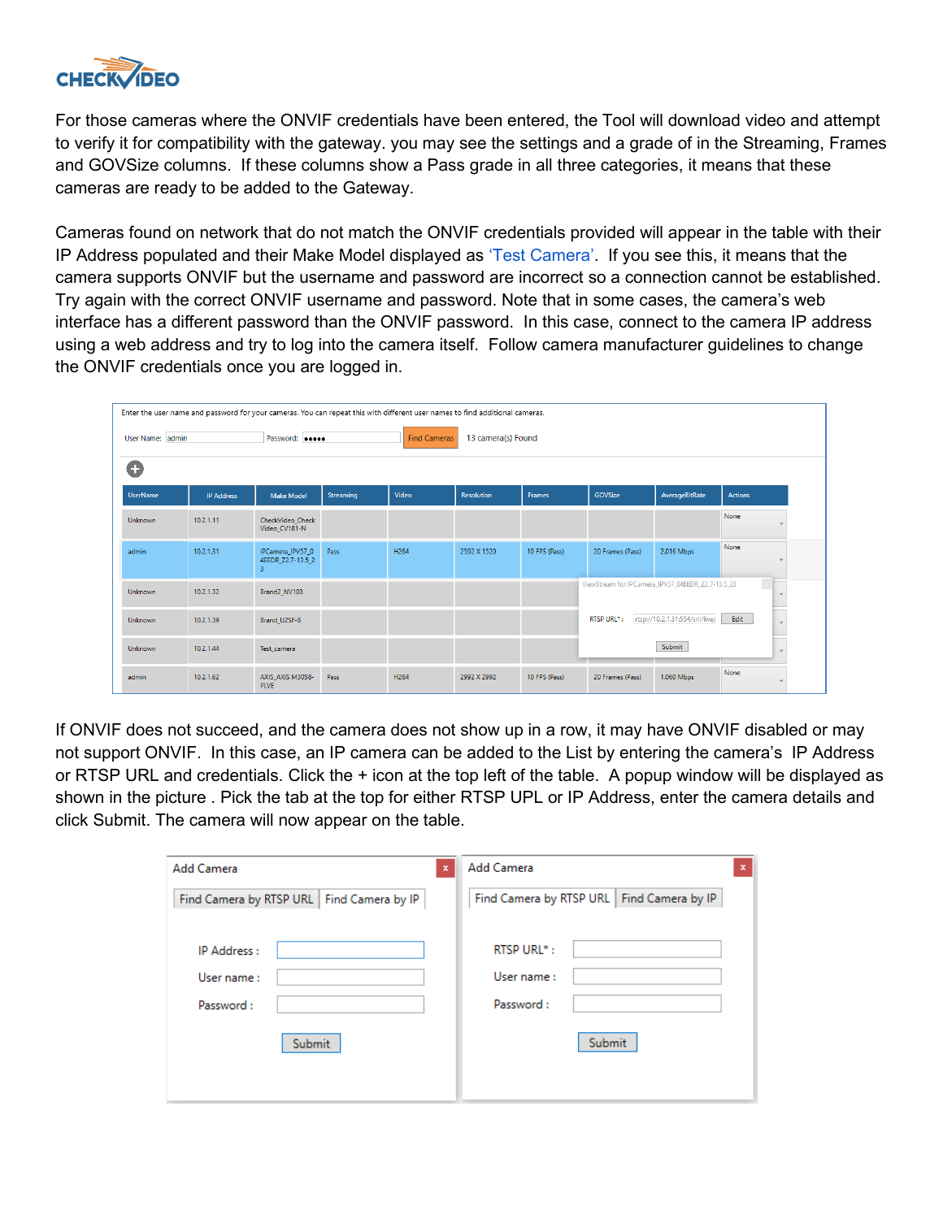For those cameras where the ONVIF credentials have been entered, the Tool will download video and attempt to verify it for compatibility with the gateway. you may see the settings and a grade of in the Streaming, Frames and GOVSize columns. If these columns show a Pass grade in all three categories, it means that these cameras are ready to be added to the Gateway.

Cameras found on network that do not match the ONVIF credentials provided will appear in the table with their IP Address populated and their Make Model displayed as 'Test Camera'. If you see this, it means that the camera supports ONVIF but the username and password are incorrect so a connection cannot be established. Try again with the correct ONVIF username and password. Note that in some cases, the camera's web interface has a different password than the ONVIF password. In this case, connect to the camera IP address using a web address and try to log into the camera itself. Follow camera manufacturer guidelines to change the ONVIF credentials once you are logged in.

If ONVIF does not succeed, and the camera does not show up in a row, it may have ONVIF disabled or may not support ONVIF. In this case, an IP camera can be added to the List by entering the camera's IP Address or RTSP URL and credentials. Click the + icon at the top left of the table. A popup window will be displayed as shown in the picture . Pick the tab at the top for either RTSP UPL or IP Address, enter the camera details and click Submit. The camera will now appear on the table.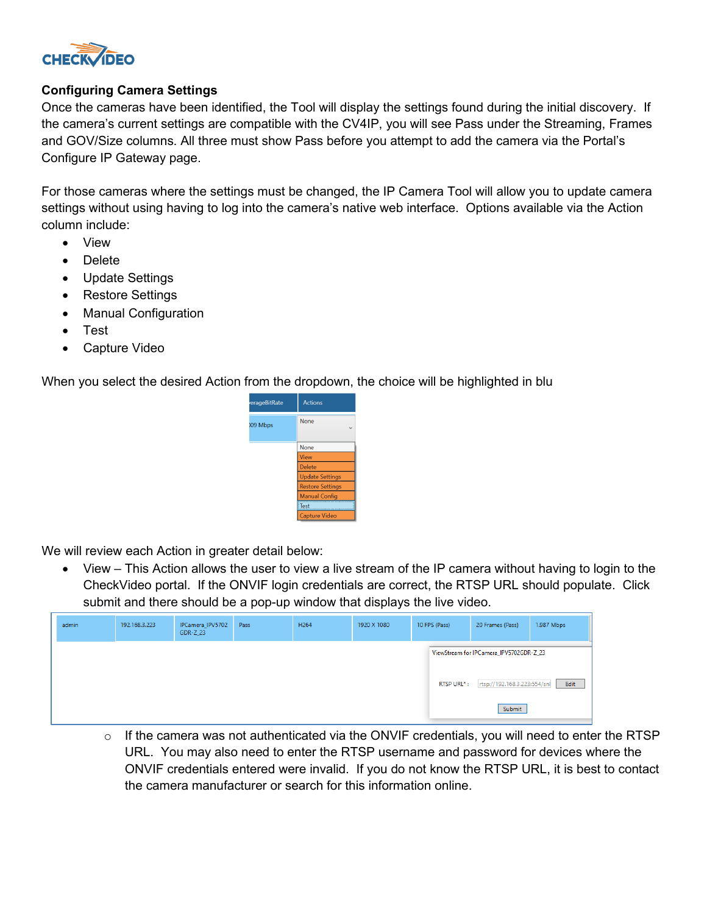### Configuring Camera Settings

Once the cameras have been identified, the Tool will display the settings found during the initial discovery. If the camera's current settings are compatible with the CV4IP, you will see Pass under the Streaming, Frames and GOV/Size columns. All three must show Pass before you attempt to add the camera via the Portal's Configure IP Gateway page.

For those cameras where the settings must be changed, the IP Camera Tool will allow you to update camera settings without using having to log into the camera's native web interface. Options available via the Action column include:

- View
- Delete
- Update Settings
- Restore Settings
- Manual Configuration
- Test
- Capture Video

When you select the desired Action from the dropdown, the choice will be highlighted in blu

We will review each Action in greater detail below:

- View – This Action allows the user to view a live stream of the IP camera without having to login to the CheckVideo portal. If the ONVIF login credentials are correct, the RTSP URL should populate. Click submit and there should be a pop-up window that displays the live video.
    - If the camera was not authenticated via the ONVIF credentials, you will need to enter the RTSP URL. You may also need to enter the RTSP username and password for devices where the ONVIF credentials entered were invalid. If you do not know the RTSP URL, it is best to contact the camera manufacturer or search for this information online.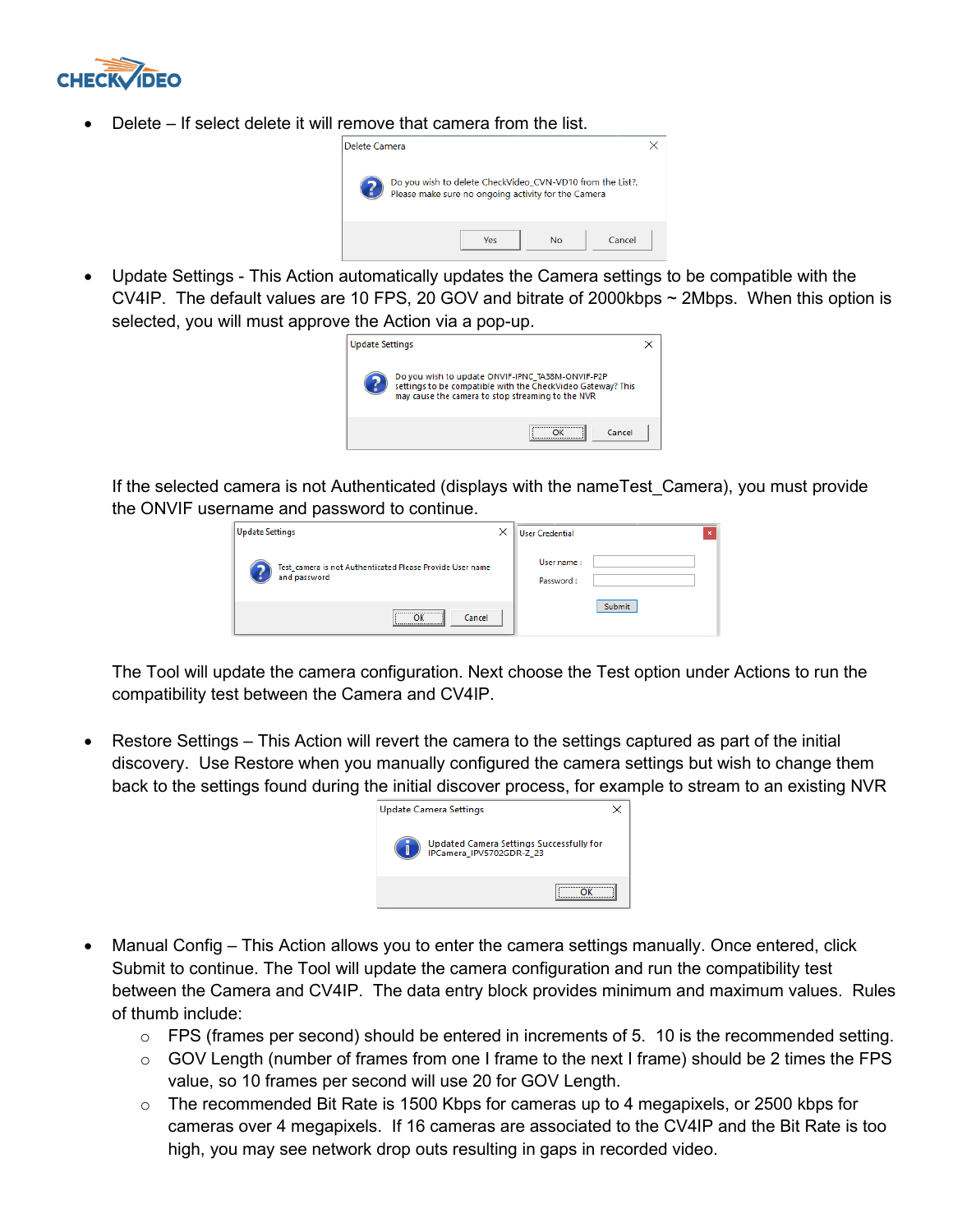- Delete – If select delete it will remove that camera from the list.

Delete Camera

Do you wish to delete CheckVideo_CVN-VD10 from the List?,
Please make sure no ongoing activity for the Camera

Yes No Cancel

- Update Settings - This Action automatically updates the Camera settings to be compatible with the CV4IP. The default values are 10 FPS, 20 GOV and bitrate of 2000kbps ~ 2Mbps. When this option is selected, you will must approve the Action via a pop-up.

Update Settings

Do you wish to update ONVIF-IPNC_TA38M-ONVIF-P2P settings to be compatible with the CheckVideo Gateway? This may cause the camera to stop streaming to the NVR

OK Cancel

If the selected camera is not Authenticated (displays with the nameTest_Camera), you must provide the ONVIF username and password to continue.

Update Settings

Test_camera is not Authenticated Please Provide User name and password

OK Cancel

User Credential

User name :

Password :

Submit

The Tool will update the camera configuration. Next choose the Test option under Actions to run the compatibility test between the Camera and CV4IP.

- Restore Settings – This Action will revert the camera to the settings captured as part of the initial discovery. Use Restore when you manually configured the camera settings but wish to change them back to the settings found during the initial discover process, for example to stream to an existing NVR

Update Camera Settings

Updated Camera Settings Successfully for IPCamera_IPV5702GDR-Z_23

OK

- Manual Config – This Action allows you to enter the camera settings manually. Once entered, click Submit to continue. The Tool will update the camera configuration and run the compatibility test between the Camera and CV4IP. The data entry block provides minimum and maximum values. Rules of thumb include:
  - FPS (frames per second) should be entered in increments of 5. 10 is the recommended setting.
  - GOV Length (number of frames from one I frame to the next I frame) should be 2 times the FPS value, so 10 frames per second will use 20 for GOV Length.
  - The recommended Bit Rate is 1500 Kbps for cameras up to 4 megapixels, or 2500 kbps for cameras over 4 megapixels. If 16 cameras are associated to the CV4IP and the Bit Rate is too high, you may see network drop outs resulting in gaps in recorded video.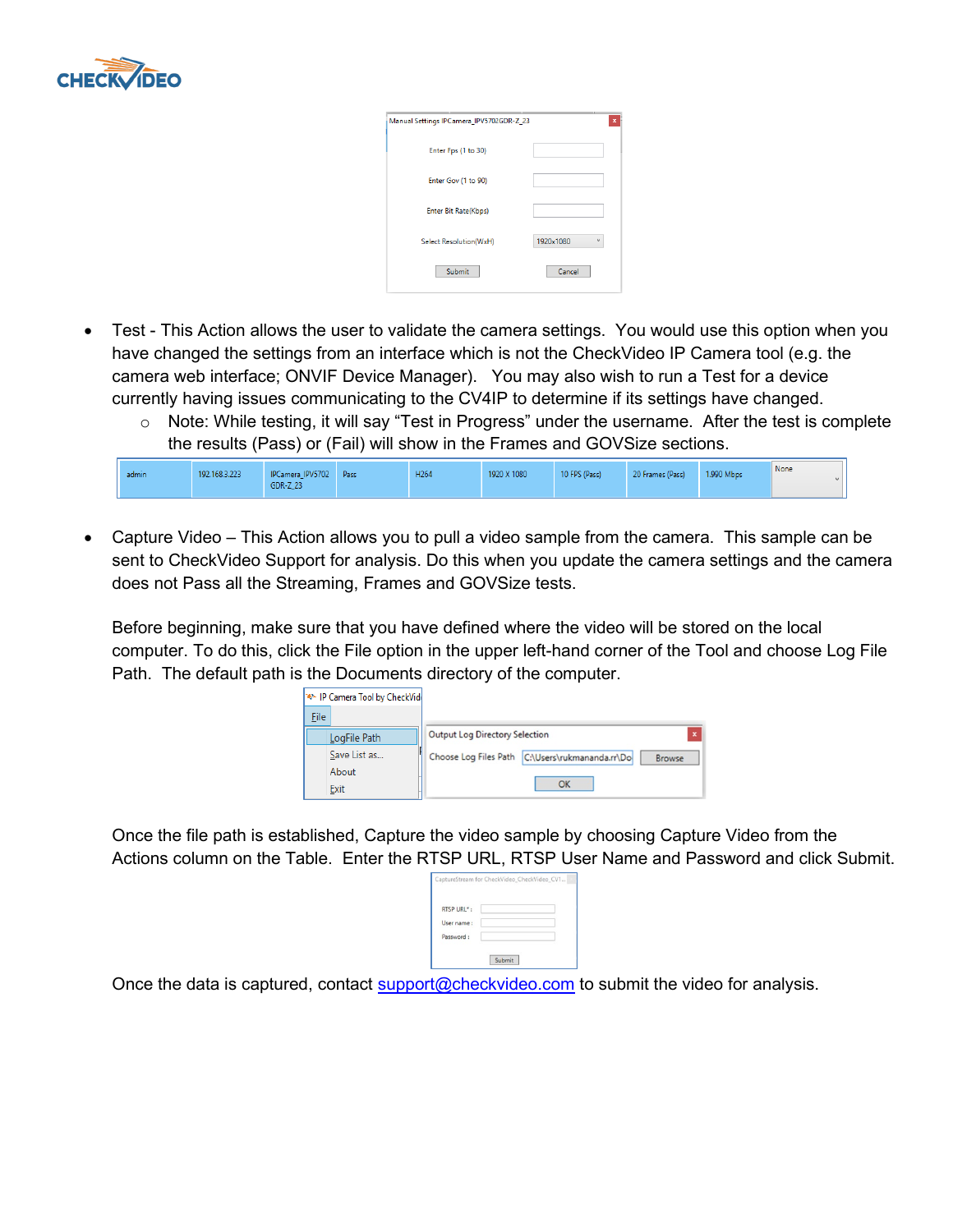- Test - This Action allows the user to validate the camera settings. You would use this option when you have changed the settings from an interface which is not the CheckVideo IP Camera tool (e.g. the camera web interface; ONVIF Device Manager). You may also wish to run a Test for a device currently having issues communicating to the CV4IP to determine if its settings have changed.
  - Note: While testing, it will say “Test in Progress” under the username. After the test is complete the results (Pass) or (Fail) will show in the Frames and GOVSize sections.

- Capture Video – This Action allows you to pull a video sample from the camera. This sample can be sent to CheckVideo Support for analysis. Do this when you update the camera settings and the camera does not Pass all the Streaming, Frames and GOVSize tests.

  Before beginning, make sure that you have defined where the video will be stored on the local computer. To do this, click the File option in the upper left-hand corner of the Tool and choose Log File Path. The default path is the Documents directory of the computer.

  Once the file path is established, Capture the video sample by choosing Capture Video from the Actions column on the Table. Enter the RTSP URL, RTSP User Name and Password and click Submit.

  Once the data is captured, contact support@checkvideo.com to submit the video for analysis.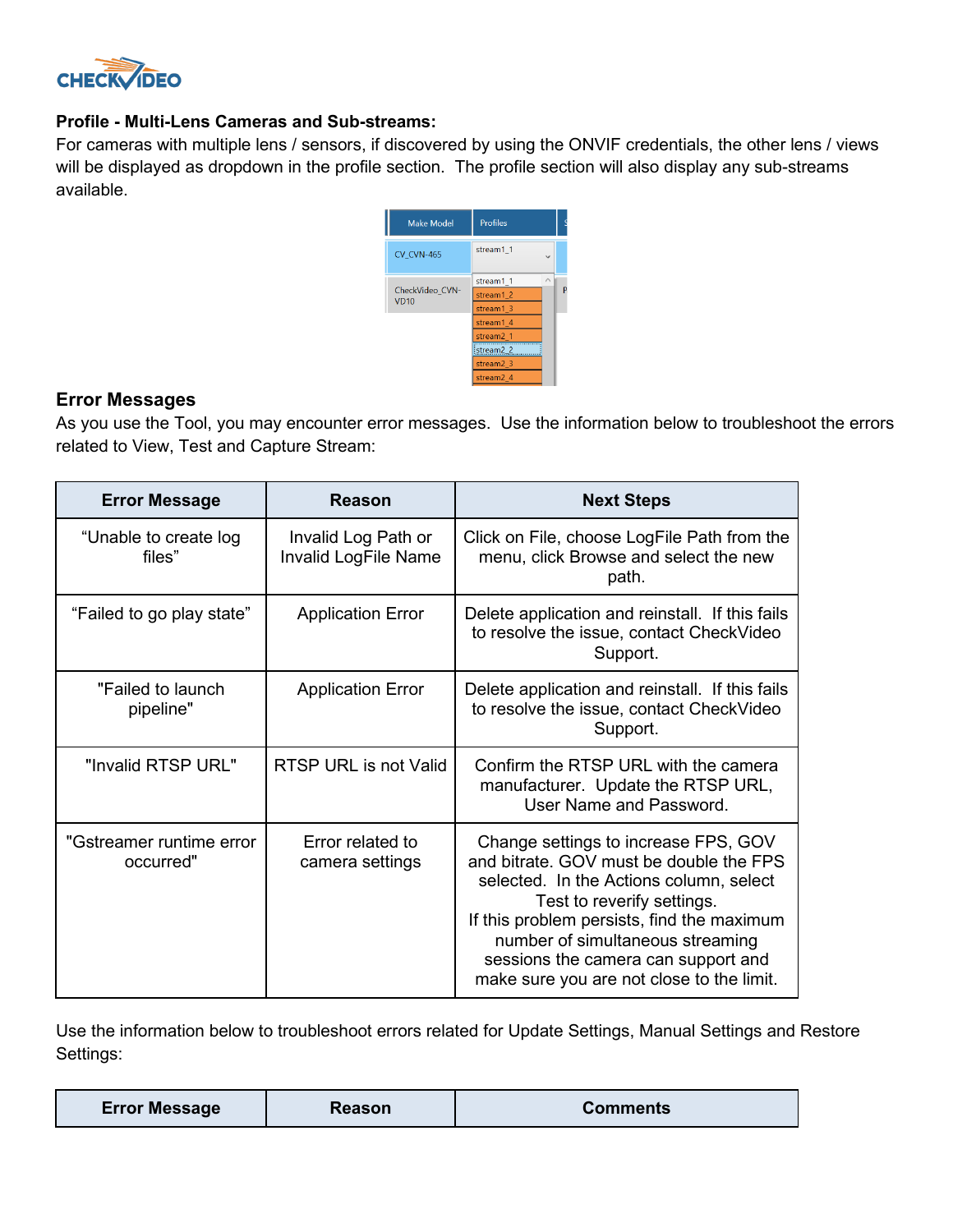**Profile - Multi-Lens Cameras and Sub-streams:**

For cameras with multiple lens / sensors, if discovered by using the ONVIF credentials, the other lens / views will be displayed as dropdown in the profile section. The profile section will also display any sub-streams available.

## Error Messages

As you use the Tool, you may encounter error messages. Use the information below to troubleshoot the errors related to View, Test and Capture Stream:

| Error Message | Reason | Next Steps |
|---|---|---|
| "Unable to create log files" | Invalid Log Path or Invalid LogFile Name | Click on File, choose LogFile Path from the menu, click Browse and select the new path. |
| "Failed to go play state" | Application Error | Delete application and reinstall. If this fails to resolve the issue, contact CheckVideo Support. |
| "Failed to launch pipeline" | Application Error | Delete application and reinstall. If this fails to resolve the issue, contact CheckVideo Support. |
| "Invalid RTSP URL" | RTSP URL is not Valid | Confirm the RTSP URL with the camera manufacturer. Update the RTSP URL, User Name and Password. |
| "Gstreamer runtime error occurred" | Error related to camera settings | Change settings to increase FPS, GOV and bitrate. GOV must be double the FPS selected. In the Actions column, select Test to reverify settings. If this problem persists, find the maximum number of simultaneous streaming sessions the camera can support and make sure you are not close to the limit. |

Use the information below to troubleshoot errors related for Update Settings, Manual Settings and Restore Settings:

| Error Message | Reason | Comments |
|---|---|---|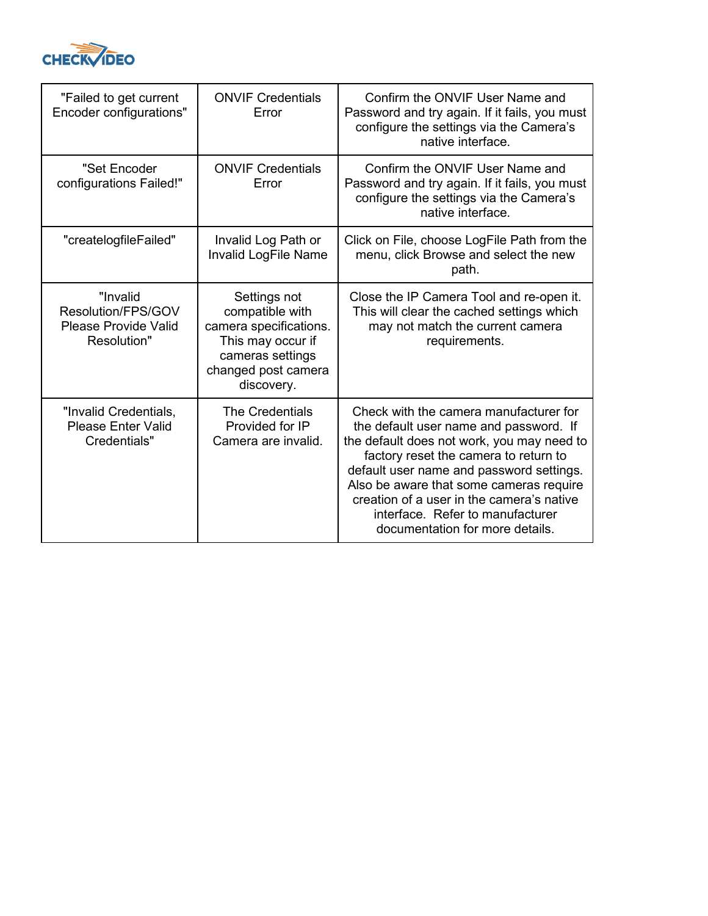| | | |
|---|---|---|
| "Failed to get current Encoder configurations" | ONVIF Credentials Error | Confirm the ONVIF User Name and Password and try again. If it fails, you must configure the settings via the Camera's native interface. |
| "Set Encoder configurations Failed!" | ONVIF Credentials Error | Confirm the ONVIF User Name and Password and try again. If it fails, you must configure the settings via the Camera's native interface. |
| "createlogfileFailed" | Invalid Log Path or Invalid LogFile Name | Click on File, choose LogFile Path from the menu, click Browse and select the new path. |
| "Invalid Resolution/FPS/GOV Please Provide Valid Resolution" | Settings not compatible with camera specifications. This may occur if cameras settings changed post camera discovery. | Close the IP Camera Tool and re-open it. This will clear the cached settings which may not match the current camera requirements. |
| "Invalid Credentials, Please Enter Valid Credentials" | The Credentials Provided for IP Camera are invalid. | Check with the camera manufacturer for the default user name and password. If the default does not work, you may need to factory reset the camera to return to default user name and password settings. Also be aware that some cameras require creation of a user in the camera's native interface. Refer to manufacturer documentation for more details. |